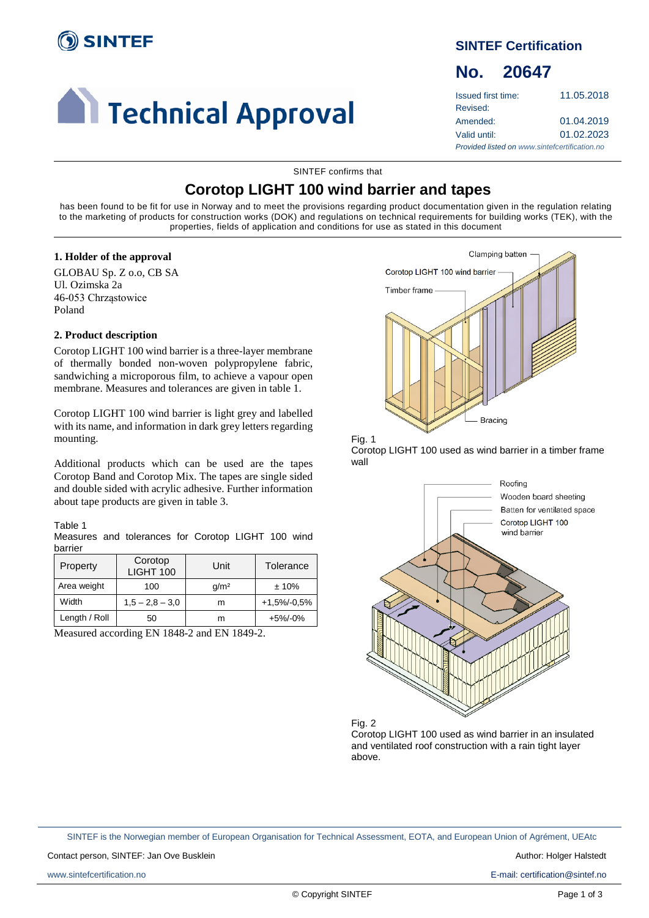SINTEF

# Technical Approval

## SINTEF Certification

## No. 20647

| | |
|---|---|
| Issued first time: | 11.05.2018 |
| Revised: | |
| Amended: | 01.04.2019 |
| Valid until: | 01.02.2023 |

*Provided listed on www.sintefcertification.no*

SINTEF confirms that

# Corotop LIGHT 100 wind barrier and tapes

has been found to be fit for use in Norway and to meet the provisions regarding product documentation given in the regulation relating to the marketing of products for construction works (DOK) and regulations on technical requirements for building works (TEK), with the properties, fields of application and conditions for use as stated in this document

### 1. Holder of the approval

GLOBAU Sp. Z o.o, CB SA
Ul. Ozimska 2a
46-053 Chrząstowice
Poland

### 2. Product description

Corotop LIGHT 100 wind barrier is a three-layer membrane of thermally bonded non-woven polypropylene fabric, sandwiching a microporous film, to achieve a vapour open membrane. Measures and tolerances are given in table 1.

Corotop LIGHT 100 wind barrier is light grey and labelled with its name, and information in dark grey letters regarding mounting.

Additional products which can be used are the tapes Corotop Band and Corotop Mix. The tapes are single sided and double sided with acrylic adhesive. Further information about tape products are given in table 3.

Table 1
Measures and tolerances for Corotop LIGHT 100 wind barrier

| Property | Corotop LIGHT 100 | Unit | Tolerance |
|---|---|---|---|
| Area weight | 100 | g/m² | ± 10% |
| Width | 1,5 – 2,8 – 3,0 | m | +1,5%/-0,5% |
| Length / Roll | 50 | m | +5%/-0% |

Measured according EN 1848-2 and EN 1849-2.

Fig. 1
Corotop LIGHT 100 used as wind barrier in a timber frame wall

Fig. 2
Corotop LIGHT 100 used as wind barrier in an insulated and ventilated roof construction with a rain tight layer above.

SINTEF is the Norwegian member of European Organisation for Technical Assessment, EOTA, and European Union of Agrément, UEAtc

Contact person, SINTEF: Jan Ove Busklein

Author: Holger Halstedt

www.sintefcertification.no

E-mail: certification@sintef.no

© Copyright SINTEF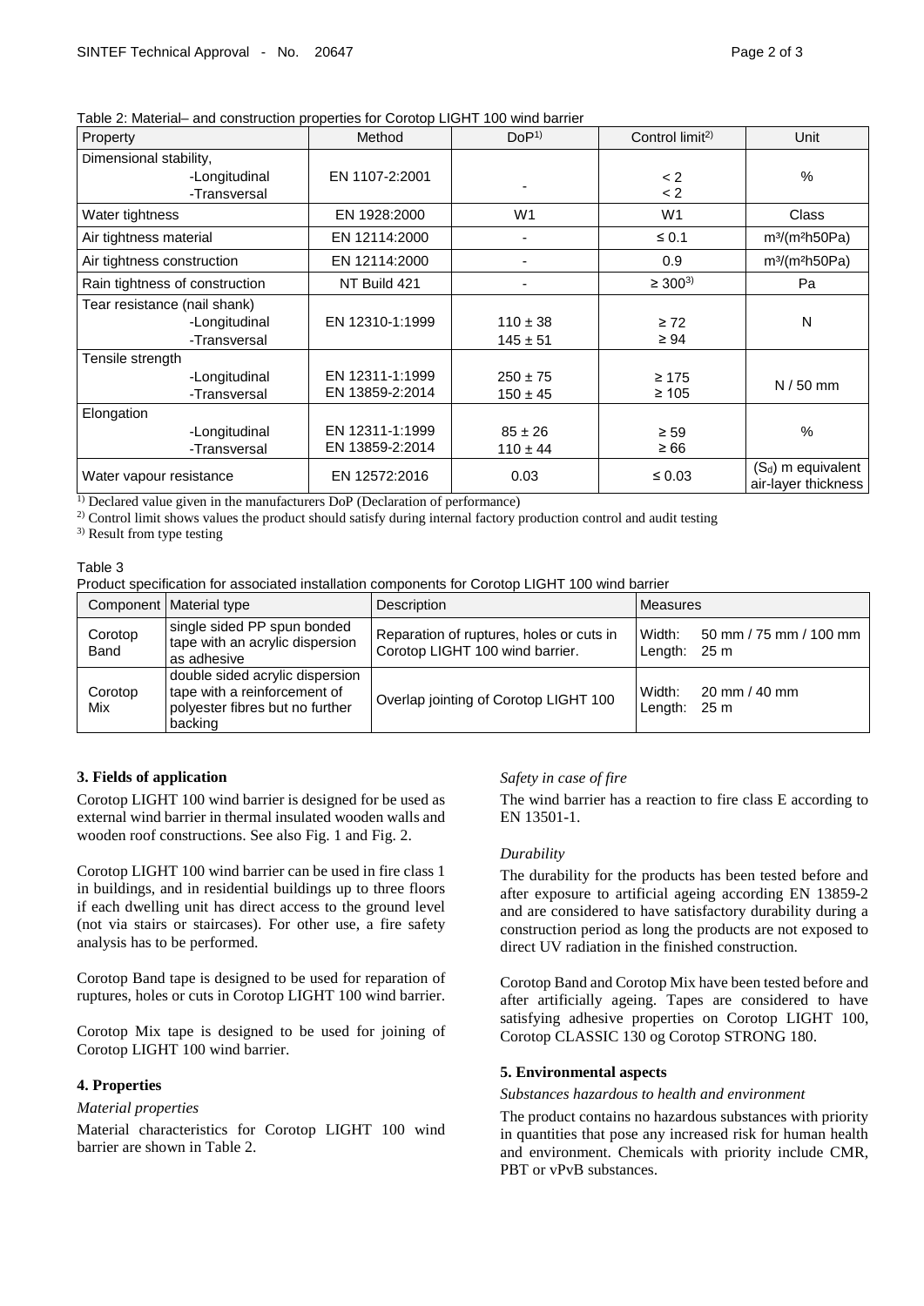Table 2: Material– and construction properties for Corotop LIGHT 100 wind barrier

| Property | Method | DoP[1] | Control limit[2] | Unit |
|---|---|---|---|---|
| Dimensional stability, -Longitudinal -Transversal | EN 1107-2:2001 | - | < 2<br>< 2 | % |
| Water tightness | EN 1928:2000 | W1 | W1 | Class |
| Air tightness material | EN 12114:2000 | - | ≤ 0.1 | $m^3/(m^2h50Pa)$ |
| Air tightness construction | EN 12114:2000 | - | 0.9 | $m^3/(m^2h50Pa)$ |
| Rain tightness of construction | NT Build 421 | - | ≥ 300[3] | Pa |
| Tear resistance (nail shank) -Longitudinal -Transversal | EN 12310-1:1999 | 110 ± 38<br>145 ± 51 | ≥ 72<br>≥ 94 | N |
| Tensile strength -Longitudinal -Transversal | EN 12311-1:1999<br>EN 13859-2:2014 | 250 ± 75<br>150 ± 45 | ≥ 175<br>≥ 105 | N / 50 mm |
| Elongation -Longitudinal -Transversal | EN 12311-1:1999<br>EN 13859-2:2014 | 85 ± 26<br>110 ± 44 | ≥ 59<br>≥ 66 | % |
| Water vapour resistance | EN 12572:2016 | 0.03 | ≤ 0.03 | ($S_d$) m equivalent air-layer thickness |

[1] Declared value given in the manufacturers DoP (Declaration of performance)

[2] Control limit shows values the product should satisfy during internal factory production control and audit testing

[3] Result from type testing

Table 3

Product specification for associated installation components for Corotop LIGHT 100 wind barrier

| Component | Material type | Description | Measures |
|---|---|---|---|
| Corotop Band | single sided PP spun bonded tape with an acrylic dispersion as adhesive | Reparation of ruptures, holes or cuts in Corotop LIGHT 100 wind barrier. | Width: 50 mm / 75 mm / 100 mm<br>Length: 25 m |
| Corotop Mix | double sided acrylic dispersion tape with a reinforcement of polyester fibres but no further backing | Overlap jointing of Corotop LIGHT 100 | Width: 20 mm / 40 mm<br>Length: 25 m |

### 3. Fields of application

Corotop LIGHT 100 wind barrier is designed for be used as external wind barrier in thermal insulated wooden walls and wooden roof constructions. See also Fig. 1 and Fig. 2.

Corotop LIGHT 100 wind barrier can be used in fire class 1 in buildings, and in residential buildings up to three floors if each dwelling unit has direct access to the ground level (not via stairs or staircases). For other use, a fire safety analysis has to be performed.

Corotop Band tape is designed to be used for reparation of ruptures, holes or cuts in Corotop LIGHT 100 wind barrier.

Corotop Mix tape is designed to be used for joining of Corotop LIGHT 100 wind barrier.

### 4. Properties

*Material properties*

Material characteristics for Corotop LIGHT 100 wind barrier are shown in Table 2.

*Safety in case of fire*

The wind barrier has a reaction to fire class E according to EN 13501-1.

*Durability*

The durability for the products has been tested before and after exposure to artificial ageing according EN 13859-2 and are considered to have satisfactory durability during a construction period as long the products are not exposed to direct UV radiation in the finished construction.

Corotop Band and Corotop Mix have been tested before and after artificially ageing. Tapes are considered to have satisfying adhesive properties on Corotop LIGHT 100, Corotop CLASSIC 130 og Corotop STRONG 180.

### 5. Environmental aspects

*Substances hazardous to health and environment*

The product contains no hazardous substances with priority in quantities that pose any increased risk for human health and environment. Chemicals with priority include CMR, PBT or vPvB substances.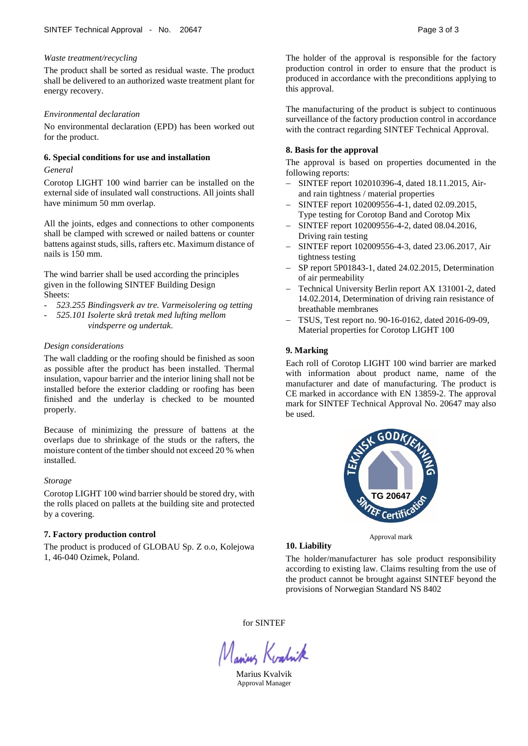*Waste treatment/recycling*

The product shall be sorted as residual waste. The product shall be delivered to an authorized waste treatment plant for energy recovery.

*Environmental declaration*

No environmental declaration (EPD) has been worked out for the product.

### 6. Special conditions for use and installation

*General*

Corotop LIGHT 100 wind barrier can be installed on the external side of insulated wall constructions. All joints shall have minimum 50 mm overlap.

All the joints, edges and connections to other components shall be clamped with screwed or nailed battens or counter battens against studs, sills, rafters etc. Maximum distance of nails is 150 mm.

The wind barrier shall be used according the principles given in the following SINTEF Building Design Sheets:

- *523.255 Bindingsverk av tre. Varmeisolering og tetting*
- *525.101 Isolerte skrå tretak med lufting mellom vindsperre og undertak*.

*Design considerations*

The wall cladding or the roofing should be finished as soon as possible after the product has been installed. Thermal insulation, vapour barrier and the interior lining shall not be installed before the exterior cladding or roofing has been finished and the underlay is checked to be mounted properly.

Because of minimizing the pressure of battens at the overlaps due to shrinkage of the studs or the rafters, the moisture content of the timber should not exceed 20 % when installed.

*Storage*

Corotop LIGHT 100 wind barrier should be stored dry, with the rolls placed on pallets at the building site and protected by a covering.

### 7. Factory production control

The product is produced of GLOBAU Sp. Z o.o, Kolejowa 1, 46-040 Ozimek, Poland.

The holder of the approval is responsible for the factory production control in order to ensure that the product is produced in accordance with the preconditions applying to this approval.

The manufacturing of the product is subject to continuous surveillance of the factory production control in accordance with the contract regarding SINTEF Technical Approval.

### 8. Basis for the approval

The approval is based on properties documented in the following reports:

- SINTEF report 102010396-4, dated 18.11.2015, Air- and rain tightness / material properties
- SINTEF report 102009556-4-1, dated 02.09.2015, Type testing for Corotop Band and Corotop Mix
- SINTEF report 102009556-4-2, dated 08.04.2016, Driving rain testing
- SINTEF report 102009556-4-3, dated 23.06.2017, Air tightness testing
- SP report 5P01843-1, dated 24.02.2015, Determination of air permeability
- Technical University Berlin report AX 131001-2, dated 14.02.2014, Determination of driving rain resistance of breathable membranes
- TSUS, Test report no. 90-16-0162, dated 2016-09-09, Material properties for Corotop LIGHT 100

### 9. Marking

Each roll of Corotop LIGHT 100 wind barrier are marked with information about product name, name of the manufacturer and date of manufacturing. The product is CE marked in accordance with EN 13859-2. The approval mark for SINTEF Technical Approval No. 20647 may also be used.

TEKNISK GODKJENNING
TG 20647
SINTEF Certification

Approval mark

### 10. Liability

The holder/manufacturer has sole product responsibility according to existing law. Claims resulting from the use of the product cannot be brought against SINTEF beyond the provisions of Norwegian Standard NS 8402

for SINTEF

Marius Kvalvik
Approval Manager